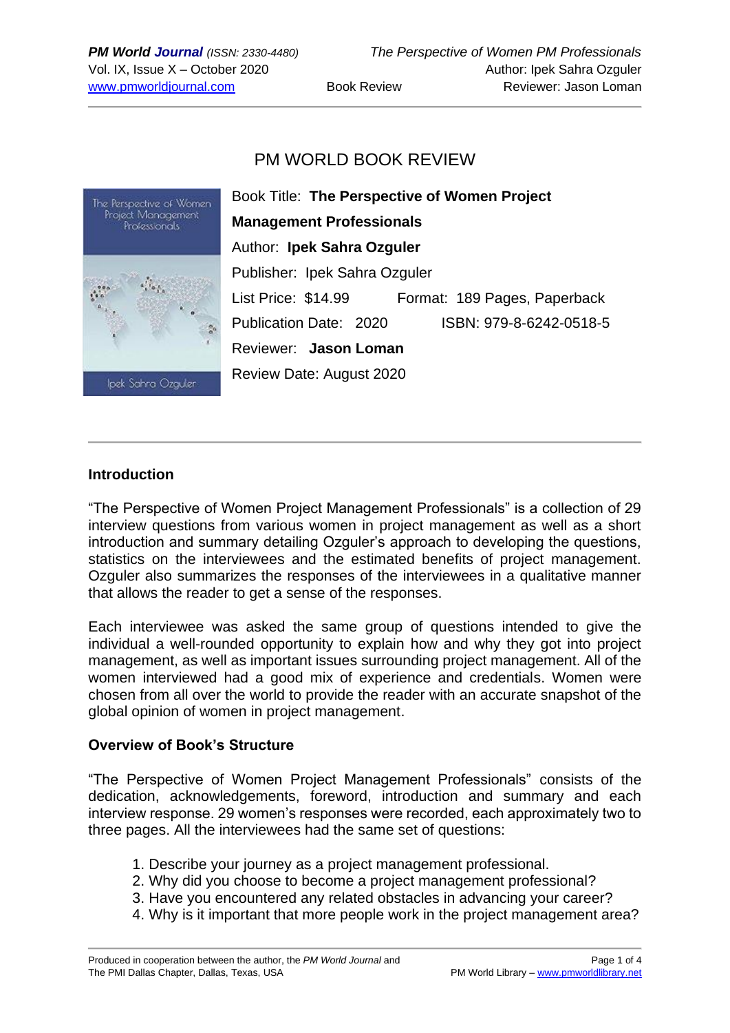# PM WORLD BOOK REVIEW

Book Title: **The Perspective of Women Project Management Professionals**

Author: **Ipek Sahra Ozguler**

Publisher: Ipek Sahra Ozguler

List Price: $14.99 Format: 189 Pages, Paperback

Publication Date: 2020 ISBN: 979-8-6242-0518-5

Reviewer: **Jason Loman**

Review Date: August 2020

---

## Introduction

"The Perspective of Women Project Management Professionals" is a collection of 29 interview questions from various women in project management as well as a short introduction and summary detailing Ozguler's approach to developing the questions, statistics on the interviewees and the estimated benefits of project management. Ozguler also summarizes the responses of the interviewees in a qualitative manner that allows the reader to get a sense of the responses.

Each interviewee was asked the same group of questions intended to give the individual a well-rounded opportunity to explain how and why they got into project management, as well as important issues surrounding project management. All of the women interviewed had a good mix of experience and credentials. Women were chosen from all over the world to provide the reader with an accurate snapshot of the global opinion of women in project management.

## Overview of Book's Structure

"The Perspective of Women Project Management Professionals" consists of the dedication, acknowledgements, foreword, introduction and summary and each interview response. 29 women's responses were recorded, each approximately two to three pages. All the interviewees had the same set of questions:

1. Describe your journey as a project management professional.
2. Why did you choose to become a project management professional?
3. Have you encountered any related obstacles in advancing your career?
4. Why is it important that more people work in the project management area?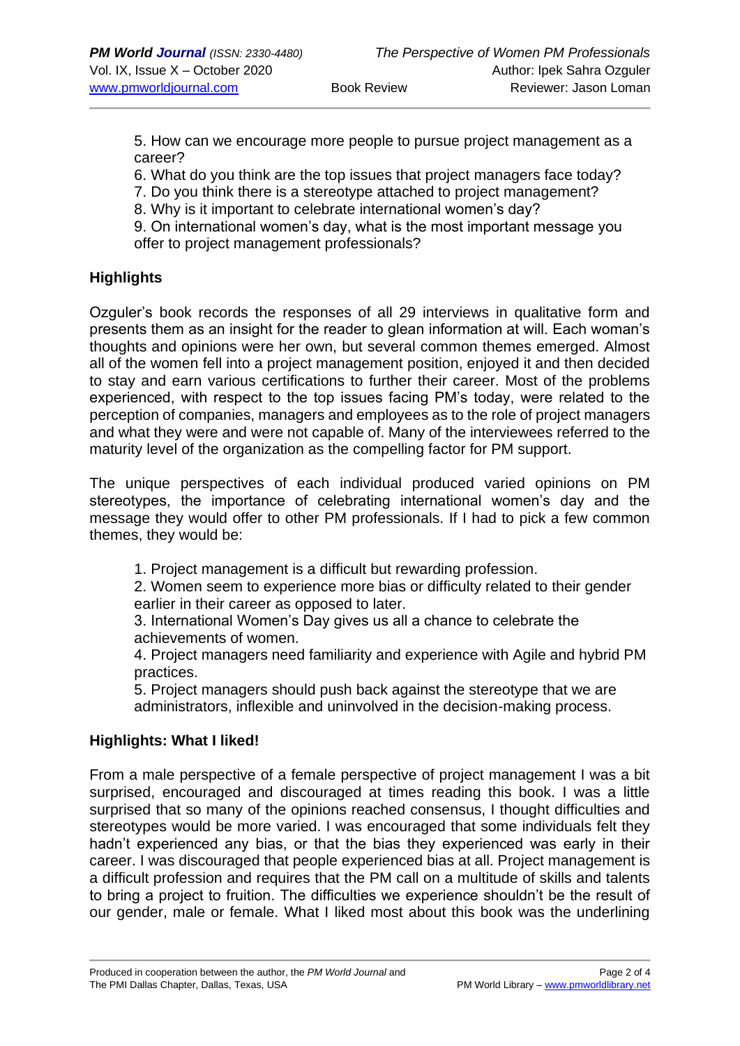5. How can we encourage more people to pursue project management as a career?
6. What do you think are the top issues that project managers face today?
7. Do you think there is a stereotype attached to project management?
8. Why is it important to celebrate international women's day?
9. On international women's day, what is the most important message you offer to project management professionals?

## Highlights

Ozguler's book records the responses of all 29 interviews in qualitative form and presents them as an insight for the reader to glean information at will. Each woman's thoughts and opinions were her own, but several common themes emerged. Almost all of the women fell into a project management position, enjoyed it and then decided to stay and earn various certifications to further their career. Most of the problems experienced, with respect to the top issues facing PM's today, were related to the perception of companies, managers and employees as to the role of project managers and what they were and were not capable of. Many of the interviewees referred to the maturity level of the organization as the compelling factor for PM support.

The unique perspectives of each individual produced varied opinions on PM stereotypes, the importance of celebrating international women's day and the message they would offer to other PM professionals. If I had to pick a few common themes, they would be:

1. Project management is a difficult but rewarding profession.
2. Women seem to experience more bias or difficulty related to their gender earlier in their career as opposed to later.
3. International Women's Day gives us all a chance to celebrate the achievements of women.
4. Project managers need familiarity and experience with Agile and hybrid PM practices.
5. Project managers should push back against the stereotype that we are administrators, inflexible and uninvolved in the decision-making process.

## Highlights: What I liked!

From a male perspective of a female perspective of project management I was a bit surprised, encouraged and discouraged at times reading this book. I was a little surprised that so many of the opinions reached consensus, I thought difficulties and stereotypes would be more varied. I was encouraged that some individuals felt they hadn't experienced any bias, or that the bias they experienced was early in their career. I was discouraged that people experienced bias at all. Project management is a difficult profession and requires that the PM call on a multitude of skills and talents to bring a project to fruition. The difficulties we experience shouldn't be the result of our gender, male or female. What I liked most about this book was the underlining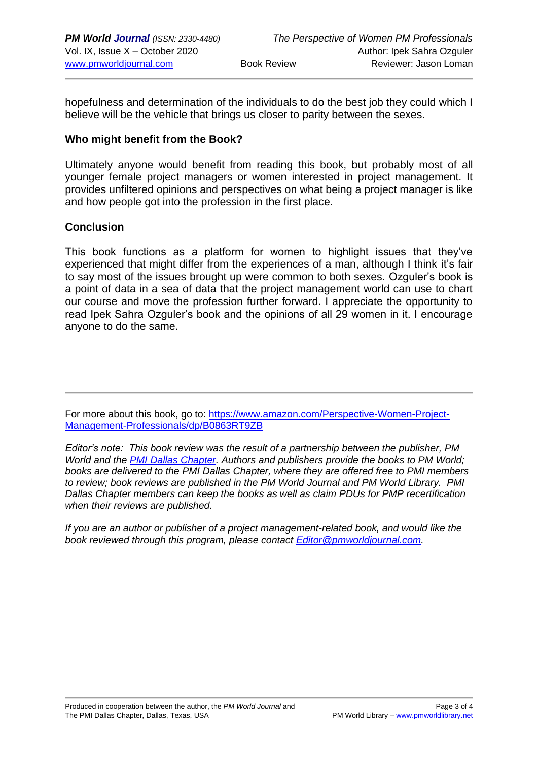hopefulness and determination of the individuals to do the best job they could which I believe will be the vehicle that brings us closer to parity between the sexes.

## Who might benefit from the Book?

Ultimately anyone would benefit from reading this book, but probably most of all younger female project managers or women interested in project management. It provides unfiltered opinions and perspectives on what being a project manager is like and how people got into the profession in the first place.

## Conclusion

This book functions as a platform for women to highlight issues that they've experienced that might differ from the experiences of a man, although I think it's fair to say most of the issues brought up were common to both sexes. Ozguler's book is a point of data in a sea of data that the project management world can use to chart our course and move the profession further forward. I appreciate the opportunity to read Ipek Sahra Ozguler's book and the opinions of all 29 women in it. I encourage anyone to do the same.

---

For more about this book, go to: [https://www.amazon.com/Perspective-Women-Project-Management-Professionals/dp/B0863RT9ZB](https://www.amazon.com/Perspective-Women-Project-Management-Professionals/dp/B0863RT9ZB)

*Editor's note: This book review was the result of a partnership between the publisher, PM World and the [PMI Dallas Chapter](#). Authors and publishers provide the books to PM World; books are delivered to the PMI Dallas Chapter, where they are offered free to PMI members to review; book reviews are published in the PM World Journal and PM World Library. PMI Dallas Chapter members can keep the books as well as claim PDUs for PMP recertification when their reviews are published.*

*If you are an author or publisher of a project management-related book, and would like the book reviewed through this program, please contact [Editor@pmworldjournal.com](mailto:Editor@pmworldjournal.com).*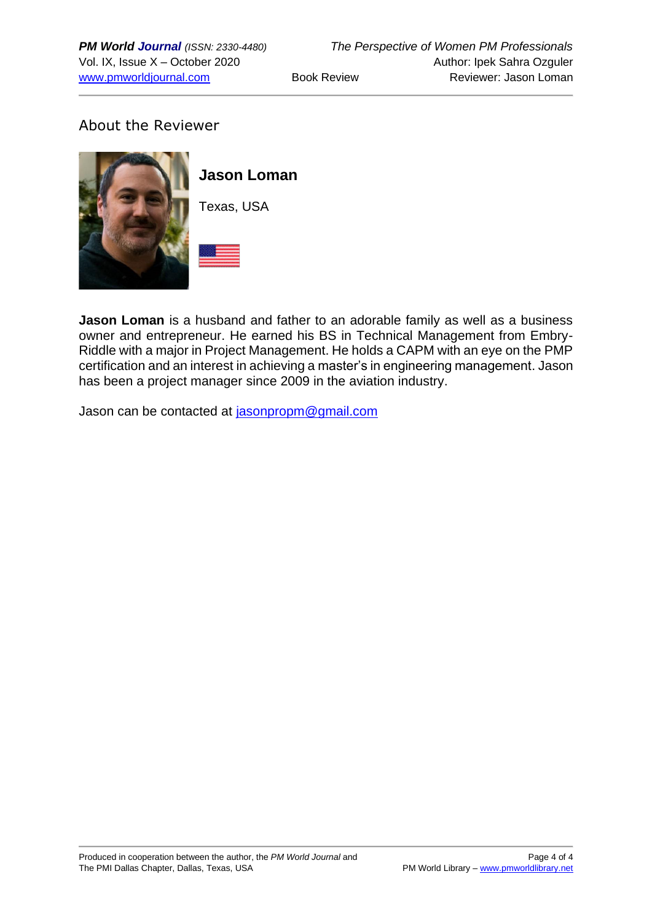## About the Reviewer

**Jason Loman**

Texas, USA

**Jason Loman** is a husband and father to an adorable family as well as a business owner and entrepreneur. He earned his BS in Technical Management from Embry-Riddle with a major in Project Management. He holds a CAPM with an eye on the PMP certification and an interest in achieving a master's in engineering management. Jason has been a project manager since 2009 in the aviation industry.

Jason can be contacted at jasonpropm@gmail.com